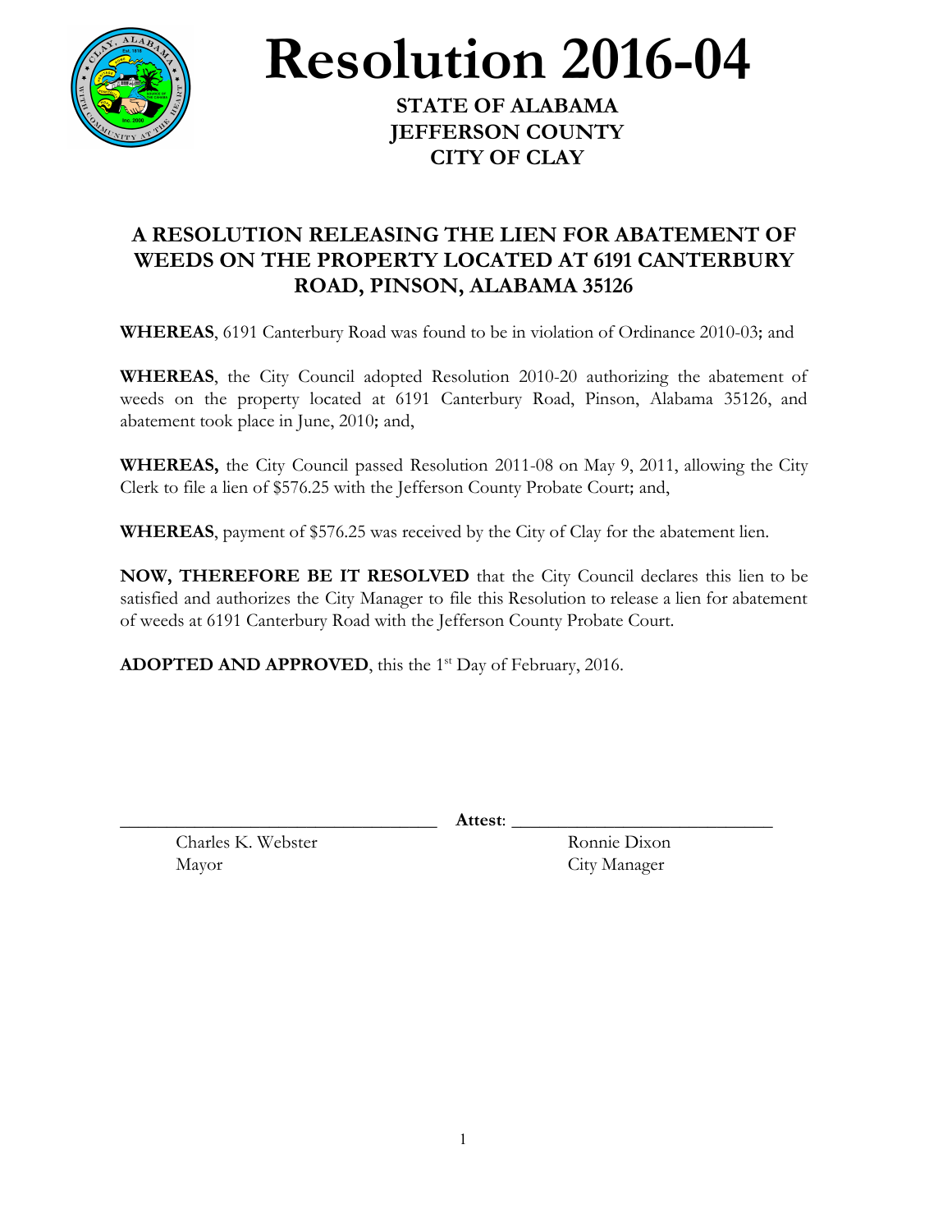# Resolution 2016-04

**STATE OF ALABAMA**
**JEFFERSON COUNTY**
**CITY OF CLAY**

## A RESOLUTION RELEASING THE LIEN FOR ABATEMENT OF WEEDS ON THE PROPERTY LOCATED AT 6191 CANTERBURY ROAD, PINSON, ALABAMA 35126

**WHEREAS**, 6191 Canterbury Road was found to be in violation of Ordinance 2010-03**;** and

**WHEREAS**, the City Council adopted Resolution 2010-20 authorizing the abatement of weeds on the property located at 6191 Canterbury Road, Pinson, Alabama 35126, and abatement took place in June, 2010**;** and,

**WHEREAS,** the City Council passed Resolution 2011-08 on May 9, 2011, allowing the City Clerk to file a lien of $576.25 with the Jefferson County Probate Court**;** and,

**WHEREAS**, payment of $576.25 was received by the City of Clay for the abatement lien.

**NOW, THEREFORE BE IT RESOLVED** that the City Council declares this lien to be satisfied and authorizes the City Manager to file this Resolution to release a lien for abatement of weeds at 6191 Canterbury Road with the Jefferson County Probate Court.

**ADOPTED AND APPROVED**, this the 1st Day of February, 2016.

\_\_\_\_\_\_\_\_\_\_\_\_\_\_\_\_\_\_\_\_\_\_\_\_\_\_\_\_\_\_\_\_\_\_ **Attest**: \_\_\_\_\_\_\_\_\_\_\_\_\_\_\_\_\_\_\_\_\_\_\_\_\_\_\_\_

Charles K. Webster
Mayor

Ronnie Dixon
City Manager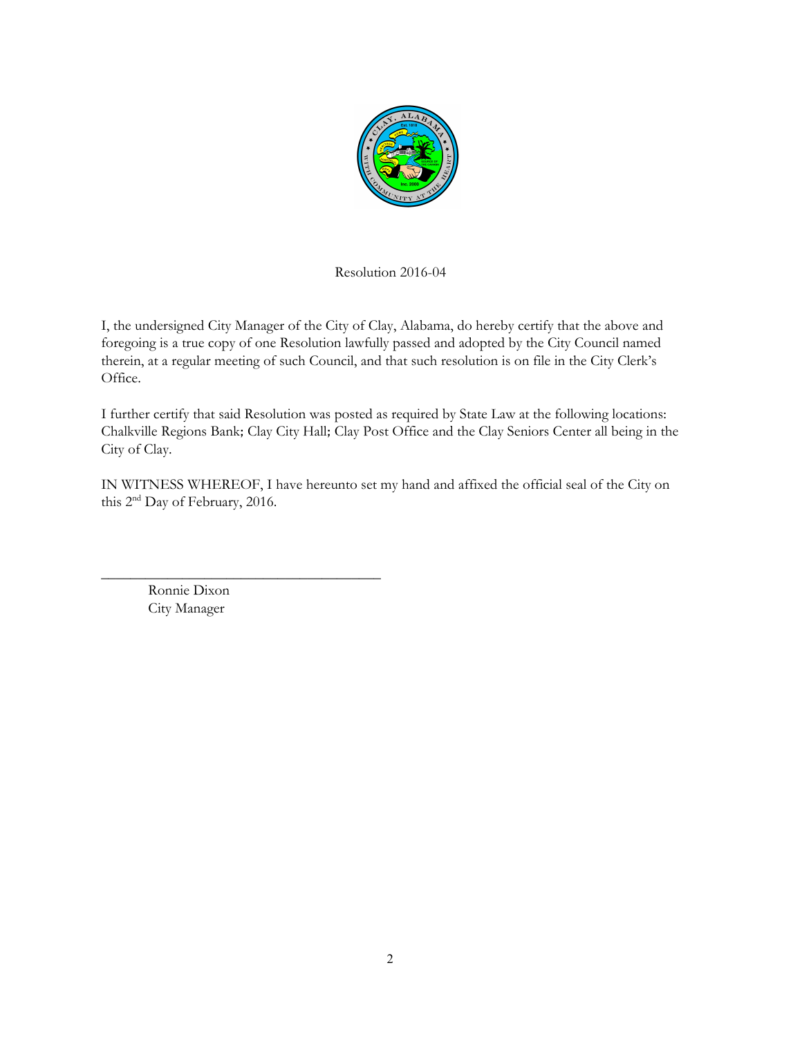Resolution 2016-04

I, the undersigned City Manager of the City of Clay, Alabama, do hereby certify that the above and foregoing is a true copy of one Resolution lawfully passed and adopted by the City Council named therein, at a regular meeting of such Council, and that such resolution is on file in the City Clerk's Office.

I further certify that said Resolution was posted as required by State Law at the following locations: Chalkville Regions Bank; Clay City Hall; Clay Post Office and the Clay Seniors Center all being in the City of Clay.

IN WITNESS WHEREOF, I have hereunto set my hand and affixed the official seal of the City on this 2nd Day of February, 2016.

\_\_\_\_\_\_\_\_\_\_\_\_\_\_\_\_\_\_\_\_\_\_\_\_\_\_\_\_\_\_\_\_\_\_\_\_\_\_

Ronnie Dixon
City Manager